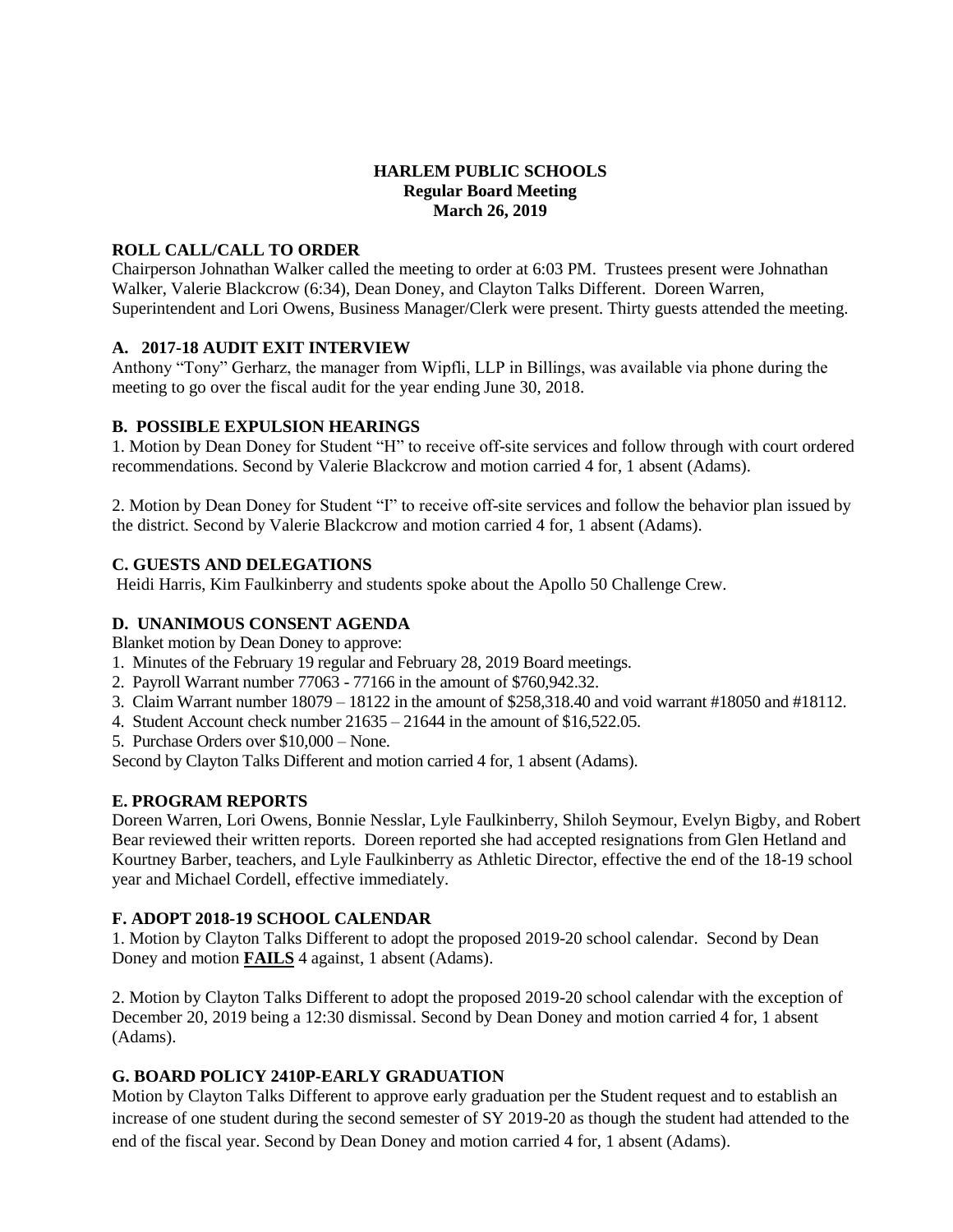# HARLEM PUBLIC SCHOOLS
## Regular Board Meeting
## March 26, 2019

### ROLL CALL/CALL TO ORDER

Chairperson Johnathan Walker called the meeting to order at 6:03 PM. Trustees present were Johnathan Walker, Valerie Blackcrow (6:34), Dean Doney, and Clayton Talks Different. Doreen Warren, Superintendent and Lori Owens, Business Manager/Clerk were present. Thirty guests attended the meeting.

### A. 2017-18 AUDIT EXIT INTERVIEW

Anthony "Tony" Gerharz, the manager from Wipfli, LLP in Billings, was available via phone during the meeting to go over the fiscal audit for the year ending June 30, 2018.

### B. POSSIBLE EXPULSION HEARINGS

1. Motion by Dean Doney for Student "H" to receive off-site services and follow through with court ordered recommendations. Second by Valerie Blackcrow and motion carried 4 for, 1 absent (Adams).

2. Motion by Dean Doney for Student "I" to receive off-site services and follow the behavior plan issued by the district. Second by Valerie Blackcrow and motion carried 4 for, 1 absent (Adams).

### C. GUESTS AND DELEGATIONS

Heidi Harris, Kim Faulkinberry and students spoke about the Apollo 50 Challenge Crew.

### D. UNANIMOUS CONSENT AGENDA

Blanket motion by Dean Doney to approve:

1. Minutes of the February 19 regular and February 28, 2019 Board meetings.
2. Payroll Warrant number 77063 - 77166 in the amount of $760,942.32.
3. Claim Warrant number 18079 – 18122 in the amount of $258,318.40 and void warrant #18050 and #18112.
4. Student Account check number 21635 – 21644 in the amount of $16,522.05.
5. Purchase Orders over $10,000 – None.

Second by Clayton Talks Different and motion carried 4 for, 1 absent (Adams).

### E. PROGRAM REPORTS

Doreen Warren, Lori Owens, Bonnie Nesslar, Lyle Faulkinberry, Shiloh Seymour, Evelyn Bigby, and Robert Bear reviewed their written reports. Doreen reported she had accepted resignations from Glen Hetland and Kourtney Barber, teachers, and Lyle Faulkinberry as Athletic Director, effective the end of the 18-19 school year and Michael Cordell, effective immediately.

### F. ADOPT 2018-19 SCHOOL CALENDAR

1. Motion by Clayton Talks Different to adopt the proposed 2019-20 school calendar. Second by Dean Doney and motion **FAILS** 4 against, 1 absent (Adams).

2. Motion by Clayton Talks Different to adopt the proposed 2019-20 school calendar with the exception of December 20, 2019 being a 12:30 dismissal. Second by Dean Doney and motion carried 4 for, 1 absent (Adams).

### G. BOARD POLICY 2410P-EARLY GRADUATION

Motion by Clayton Talks Different to approve early graduation per the Student request and to establish an increase of one student during the second semester of SY 2019-20 as though the student had attended to the end of the fiscal year. Second by Dean Doney and motion carried 4 for, 1 absent (Adams).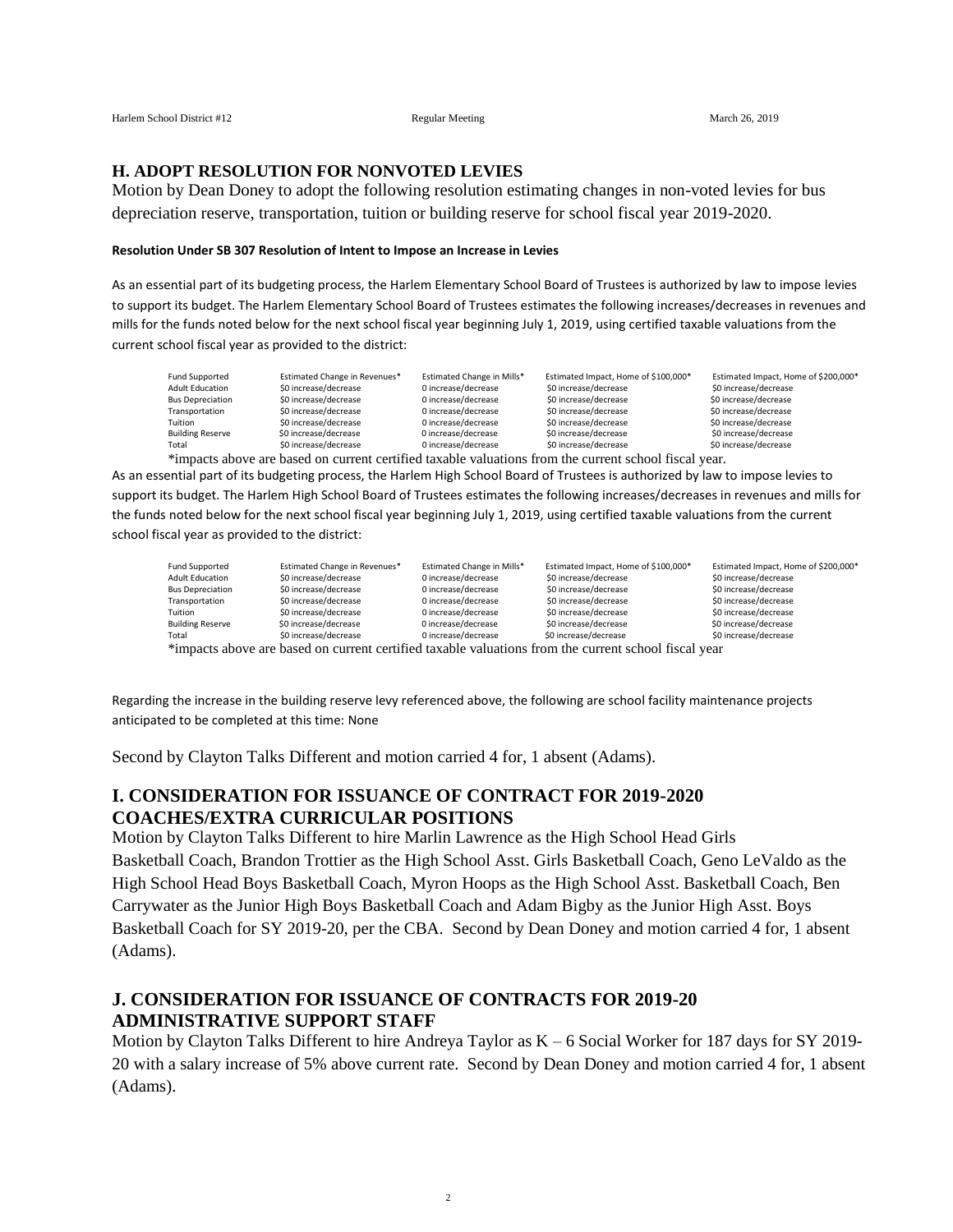## H. ADOPT RESOLUTION FOR NONVOTED LEVIES

Motion by Dean Doney to adopt the following resolution estimating changes in non-voted levies for bus depreciation reserve, transportation, tuition or building reserve for school fiscal year 2019-2020.

**Resolution Under SB 307 Resolution of Intent to Impose an Increase in Levies**

As an essential part of its budgeting process, the Harlem Elementary School Board of Trustees is authorized by law to impose levies to support its budget. The Harlem Elementary School Board of Trustees estimates the following increases/decreases in revenues and mills for the funds noted below for the next school fiscal year beginning July 1, 2019, using certified taxable valuations from the current school fiscal year as provided to the district:

| Fund Supported | Estimated Change in Revenues* | Estimated Change in Mills* | Estimated Impact, Home of $100,000* | Estimated Impact, Home of $200,000* |
|---|---|---|---|---|
| Adult Education | $0 increase/decrease | 0 increase/decrease | $0 increase/decrease | $0 increase/decrease |
| Bus Depreciation | $0 increase/decrease | 0 increase/decrease | $0 increase/decrease | $0 increase/decrease |
| Transportation | $0 increase/decrease | 0 increase/decrease | $0 increase/decrease | $0 increase/decrease |
| Tuition | $0 increase/decrease | 0 increase/decrease | $0 increase/decrease | $0 increase/decrease |
| Building Reserve | $0 increase/decrease | 0 increase/decrease | $0 increase/decrease | $0 increase/decrease |
| Total | $0 increase/decrease | 0 increase/decrease | $0 increase/decrease | $0 increase/decrease |

*impacts above are based on current certified taxable valuations from the current school fiscal year.

As an essential part of its budgeting process, the Harlem High School Board of Trustees is authorized by law to impose levies to support its budget. The Harlem High School Board of Trustees estimates the following increases/decreases in revenues and mills for the funds noted below for the next school fiscal year beginning July 1, 2019, using certified taxable valuations from the current school fiscal year as provided to the district:

| Fund Supported | Estimated Change in Revenues* | Estimated Change in Mills* | Estimated Impact, Home of $100,000* | Estimated Impact, Home of $200,000* |
|---|---|---|---|---|
| Adult Education | $0 increase/decrease | 0 increase/decrease | $0 increase/decrease | $0 increase/decrease |
| Bus Depreciation | $0 increase/decrease | 0 increase/decrease | $0 increase/decrease | $0 increase/decrease |
| Transportation | $0 increase/decrease | 0 increase/decrease | $0 increase/decrease | $0 increase/decrease |
| Tuition | $0 increase/decrease | 0 increase/decrease | $0 increase/decrease | $0 increase/decrease |
| Building Reserve | $0 increase/decrease | 0 increase/decrease | $0 increase/decrease | $0 increase/decrease |
| Total | $0 increase/decrease | 0 increase/decrease | $0 increase/decrease | $0 increase/decrease |

*impacts above are based on current certified taxable valuations from the current school fiscal year

Regarding the increase in the building reserve levy referenced above, the following are school facility maintenance projects anticipated to be completed at this time: None

Second by Clayton Talks Different and motion carried 4 for, 1 absent (Adams).

## I. CONSIDERATION FOR ISSUANCE OF CONTRACT FOR 2019-2020 COACHES/EXTRA CURRICULAR POSITIONS

Motion by Clayton Talks Different to hire Marlin Lawrence as the High School Head Girls Basketball Coach, Brandon Trottier as the High School Asst. Girls Basketball Coach, Geno LeValdo as the High School Head Boys Basketball Coach, Myron Hoops as the High School Asst. Basketball Coach, Ben Carrywater as the Junior High Boys Basketball Coach and Adam Bigby as the Junior High Asst. Boys Basketball Coach for SY 2019-20, per the CBA. Second by Dean Doney and motion carried 4 for, 1 absent (Adams).

## J. CONSIDERATION FOR ISSUANCE OF CONTRACTS FOR 2019-20 ADMINISTRATIVE SUPPORT STAFF

Motion by Clayton Talks Different to hire Andreya Taylor as K – 6 Social Worker for 187 days for SY 2019-20 with a salary increase of 5% above current rate. Second by Dean Doney and motion carried 4 for, 1 absent (Adams).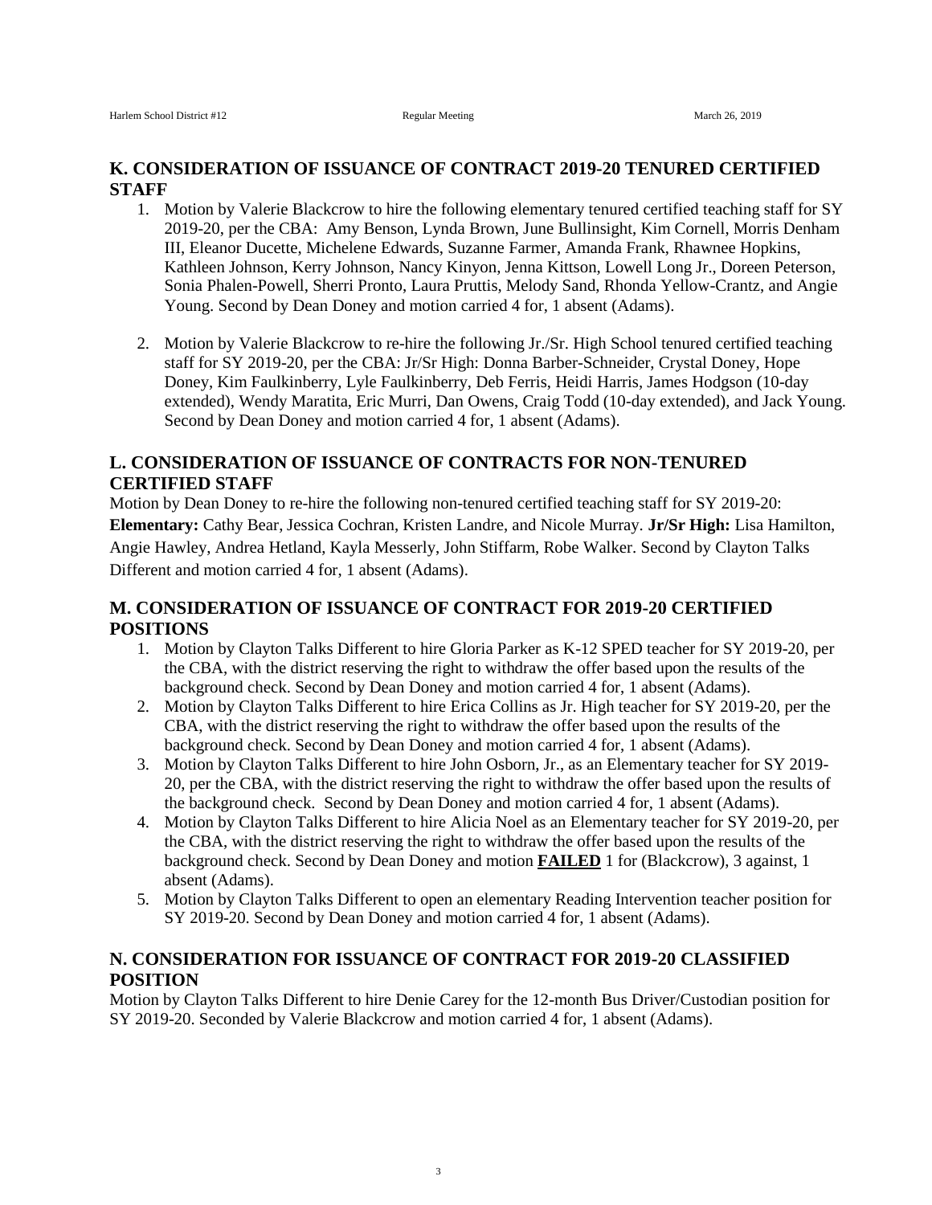## K. CONSIDERATION OF ISSUANCE OF CONTRACT 2019-20 TENURED CERTIFIED STAFF

1. Motion by Valerie Blackcrow to hire the following elementary tenured certified teaching staff for SY 2019-20, per the CBA: Amy Benson, Lynda Brown, June Bullinsight, Kim Cornell, Morris Denham III, Eleanor Ducette, Michelene Edwards, Suzanne Farmer, Amanda Frank, Rhawnee Hopkins, Kathleen Johnson, Kerry Johnson, Nancy Kinyon, Jenna Kittson, Lowell Long Jr., Doreen Peterson, Sonia Phalen-Powell, Sherri Pronto, Laura Pruttis, Melody Sand, Rhonda Yellow-Crantz, and Angie Young. Second by Dean Doney and motion carried 4 for, 1 absent (Adams).

2. Motion by Valerie Blackcrow to re-hire the following Jr./Sr. High School tenured certified teaching staff for SY 2019-20, per the CBA: Jr/Sr High: Donna Barber-Schneider, Crystal Doney, Hope Doney, Kim Faulkinberry, Lyle Faulkinberry, Deb Ferris, Heidi Harris, James Hodgson (10-day extended), Wendy Maratita, Eric Murri, Dan Owens, Craig Todd (10-day extended), and Jack Young. Second by Dean Doney and motion carried 4 for, 1 absent (Adams).

## L. CONSIDERATION OF ISSUANCE OF CONTRACTS FOR NON-TENURED CERTIFIED STAFF

Motion by Dean Doney to re-hire the following non-tenured certified teaching staff for SY 2019-20: **Elementary:** Cathy Bear, Jessica Cochran, Kristen Landre, and Nicole Murray. **Jr/Sr High:** Lisa Hamilton, Angie Hawley, Andrea Hetland, Kayla Messerly, John Stiffarm, Robe Walker. Second by Clayton Talks Different and motion carried 4 for, 1 absent (Adams).

## M. CONSIDERATION OF ISSUANCE OF CONTRACT FOR 2019-20 CERTIFIED POSITIONS

1. Motion by Clayton Talks Different to hire Gloria Parker as K-12 SPED teacher for SY 2019-20, per the CBA, with the district reserving the right to withdraw the offer based upon the results of the background check. Second by Dean Doney and motion carried 4 for, 1 absent (Adams).
2. Motion by Clayton Talks Different to hire Erica Collins as Jr. High teacher for SY 2019-20, per the CBA, with the district reserving the right to withdraw the offer based upon the results of the background check. Second by Dean Doney and motion carried 4 for, 1 absent (Adams).
3. Motion by Clayton Talks Different to hire John Osborn, Jr., as an Elementary teacher for SY 2019-20, per the CBA, with the district reserving the right to withdraw the offer based upon the results of the background check. Second by Dean Doney and motion carried 4 for, 1 absent (Adams).
4. Motion by Clayton Talks Different to hire Alicia Noel as an Elementary teacher for SY 2019-20, per the CBA, with the district reserving the right to withdraw the offer based upon the results of the background check. Second by Dean Doney and motion **FAILED** 1 for (Blackcrow), 3 against, 1 absent (Adams).
5. Motion by Clayton Talks Different to open an elementary Reading Intervention teacher position for SY 2019-20. Second by Dean Doney and motion carried 4 for, 1 absent (Adams).

## N. CONSIDERATION FOR ISSUANCE OF CONTRACT FOR 2019-20 CLASSIFIED POSITION

Motion by Clayton Talks Different to hire Denie Carey for the 12-month Bus Driver/Custodian position for SY 2019-20. Seconded by Valerie Blackcrow and motion carried 4 for, 1 absent (Adams).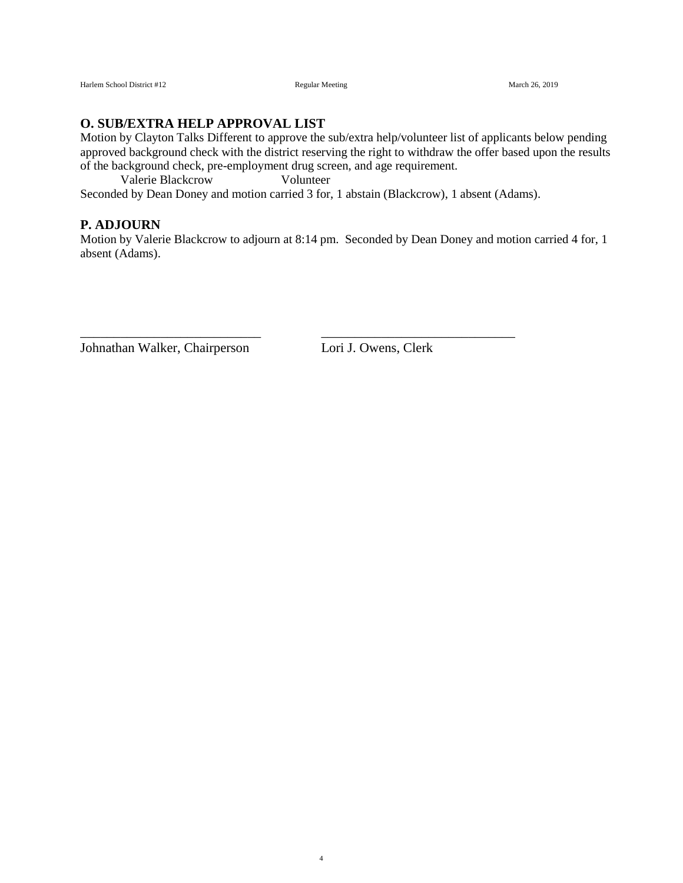## O. SUB/EXTRA HELP APPROVAL LIST

Motion by Clayton Talks Different to approve the sub/extra help/volunteer list of applicants below pending approved background check with the district reserving the right to withdraw the offer based upon the results of the background check, pre-employment drug screen, and age requirement.

Valerie Blackcrow Volunteer

Seconded by Dean Doney and motion carried 3 for, 1 abstain (Blackcrow), 1 absent (Adams).

## P. ADJOURN

Motion by Valerie Blackcrow to adjourn at 8:14 pm. Seconded by Dean Doney and motion carried 4 for, 1 absent (Adams).

___________________________ ______________________________

Johnathan Walker, Chairperson Lori J. Owens, Clerk